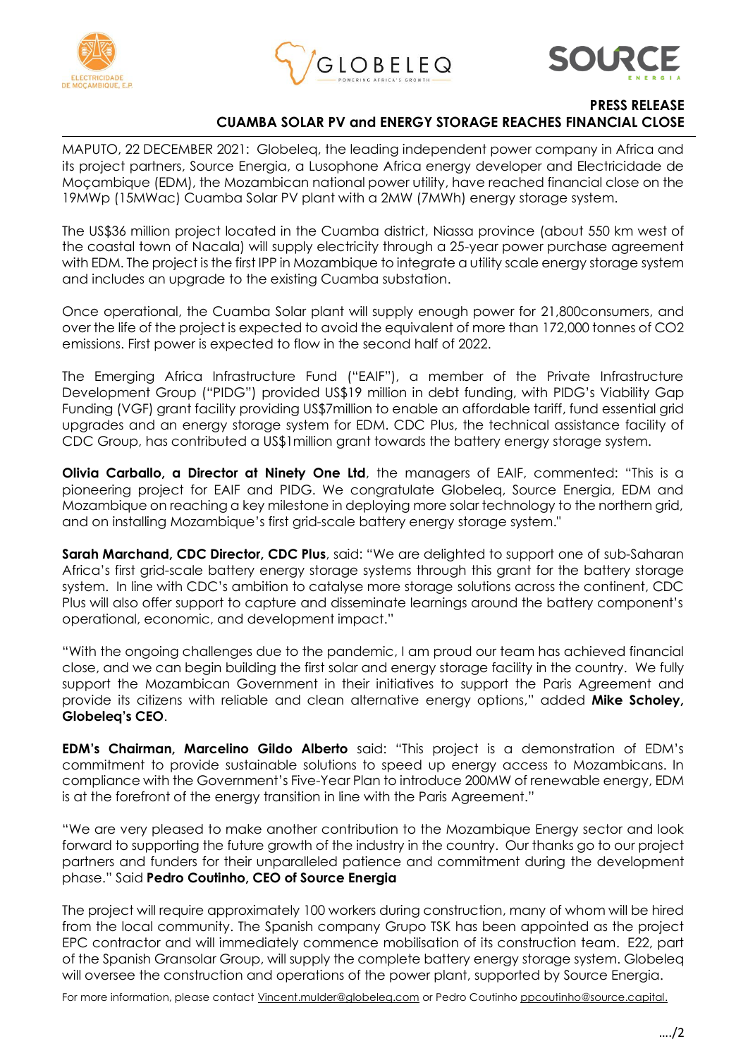**PRESS RELEASE**

**CUAMBA SOLAR PV and ENERGY STORAGE REACHES FINANCIAL CLOSE**

MAPUTO, 22 DECEMBER 2021: Globeleq, the leading independent power company in Africa and its project partners, Source Energia, a Lusophone Africa energy developer and Electricidade de Moçambique (EDM), the Mozambican national power utility, have reached financial close on the 19MWp (15MWac) Cuamba Solar PV plant with a 2MW (7MWh) energy storage system.

The US$36 million project located in the Cuamba district, Niassa province (about 550 km west of the coastal town of Nacala) will supply electricity through a 25-year power purchase agreement with EDM. The project is the first IPP in Mozambique to integrate a utility scale energy storage system and includes an upgrade to the existing Cuamba substation.

Once operational, the Cuamba Solar plant will supply enough power for 21,800consumers, and over the life of the project is expected to avoid the equivalent of more than 172,000 tonnes of $CO_2$ emissions. First power is expected to flow in the second half of 2022.

The Emerging Africa Infrastructure Fund ("EAIF"), a member of the Private Infrastructure Development Group ("PIDG") provided US$19 million in debt funding, with PIDG's Viability Gap Funding (VGF) grant facility providing US$7million to enable an affordable tariff, fund essential grid upgrades and an energy storage system for EDM. CDC Plus, the technical assistance facility of CDC Group, has contributed a US$1million grant towards the battery energy storage system.

**Olivia Carballo, a Director at Ninety One Ltd**, the managers of EAIF, commented: "This is a pioneering project for EAIF and PIDG. We congratulate Globeleq, Source Energia, EDM and Mozambique on reaching a key milestone in deploying more solar technology to the northern grid, and on installing Mozambique's first grid-scale battery energy storage system."

**Sarah Marchand, CDC Director, CDC Plus**, said: "We are delighted to support one of sub-Saharan Africa's first grid-scale battery energy storage systems through this grant for the battery storage system. In line with CDC's ambition to catalyse more storage solutions across the continent, CDC Plus will also offer support to capture and disseminate learnings around the battery component's operational, economic, and development impact."

"With the ongoing challenges due to the pandemic, I am proud our team has achieved financial close, and we can begin building the first solar and energy storage facility in the country. We fully support the Mozambican Government in their initiatives to support the Paris Agreement and provide its citizens with reliable and clean alternative energy options," added **Mike Scholey, Globeleq's CEO**.

**EDM's Chairman, Marcelino Gildo Alberto** said: "This project is a demonstration of EDM's commitment to provide sustainable solutions to speed up energy access to Mozambicans. In compliance with the Government's Five-Year Plan to introduce 200MW of renewable energy, EDM is at the forefront of the energy transition in line with the Paris Agreement."

"We are very pleased to make another contribution to the Mozambique Energy sector and look forward to supporting the future growth of the industry in the country. Our thanks go to our project partners and funders for their unparalleled patience and commitment during the development phase." Said **Pedro Coutinho, CEO of Source Energia**

The project will require approximately 100 workers during construction, many of whom will be hired from the local community. The Spanish company Grupo TSK has been appointed as the project EPC contractor and will immediately commence mobilisation of its construction team. E22, part of the Spanish Gransolar Group, will supply the complete battery energy storage system. Globeleq will oversee the construction and operations of the power plant, supported by Source Energia.

For more information, please contact Vincent.mulder@globeleq.com or Pedro Coutinho ppcoutinho@source.capital.

…./2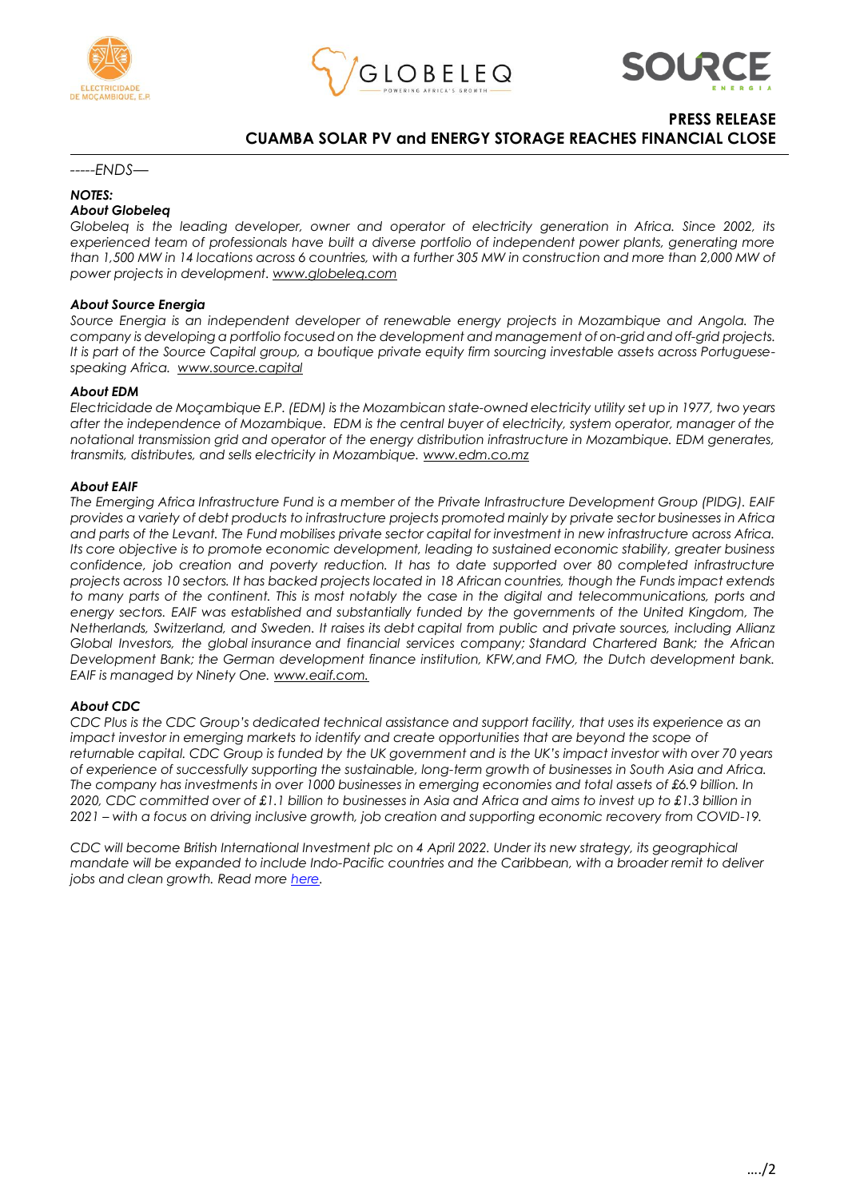-----*ENDS*—

***NOTES:***

***About Globeleq***

*Globeleq is the leading developer, owner and operator of electricity generation in Africa. Since 2002, its experienced team of professionals have built a diverse portfolio of independent power plants, generating more than 1,500 MW in 14 locations across 6 countries, with a further 305 MW in construction and more than 2,000 MW of power projects in development. www.globeleq.com*

***About Source Energia***

*Source Energia is an independent developer of renewable energy projects in Mozambique and Angola. The company is developing a portfolio focused on the development and management of on-grid and off-grid projects. It is part of the Source Capital group, a boutique private equity firm sourcing investable assets across Portuguese-speaking Africa. www.source.capital*

***About EDM***

*Electricidade de Moçambique E.P. (EDM) is the Mozambican state-owned electricity utility set up in 1977, two years after the independence of Mozambique. EDM is the central buyer of electricity, system operator, manager of the notational transmission grid and operator of the energy distribution infrastructure in Mozambique. EDM generates, transmits, distributes, and sells electricity in Mozambique. www.edm.co.mz*

***About EAIF***

*The Emerging Africa Infrastructure Fund is a member of the Private Infrastructure Development Group (PIDG). EAIF provides a variety of debt products to infrastructure projects promoted mainly by private sector businesses in Africa and parts of the Levant. The Fund mobilises private sector capital for investment in new infrastructure across Africa. Its core objective is to promote economic development, leading to sustained economic stability, greater business confidence, job creation and poverty reduction. It has to date supported over 80 completed infrastructure projects across 10 sectors. It has backed projects located in 18 African countries, though the Funds impact extends to many parts of the continent. This is most notably the case in the digital and telecommunications, ports and energy sectors. EAIF was established and substantially funded by the governments of the United Kingdom, The Netherlands, Switzerland, and Sweden. It raises its debt capital from public and private sources, including Allianz Global Investors, the global insurance and financial services company; Standard Chartered Bank; the African Development Bank; the German development finance institution, KFW,and FMO, the Dutch development bank. EAIF is managed by Ninety One. www.eaif.com.*

***About CDC***

*CDC Plus is the CDC Group's dedicated technical assistance and support facility, that uses its experience as an impact investor in emerging markets to identify and create opportunities that are beyond the scope of returnable capital. CDC Group is funded by the UK government and is the UK's impact investor with over 70 years of experience of successfully supporting the sustainable, long-term growth of businesses in South Asia and Africa. The company has investments in over 1000 businesses in emerging economies and total assets of £6.9 billion. In 2020, CDC committed over of £1.1 billion to businesses in Asia and Africa and aims to invest up to £1.3 billion in 2021 – with a focus on driving inclusive growth, job creation and supporting economic recovery from COVID-19.*

*CDC will become British International Investment plc on 4 April 2022. Under its new strategy, its geographical mandate will be expanded to include Indo-Pacific countries and the Caribbean, with a broader remit to deliver jobs and clean growth. Read more here.*